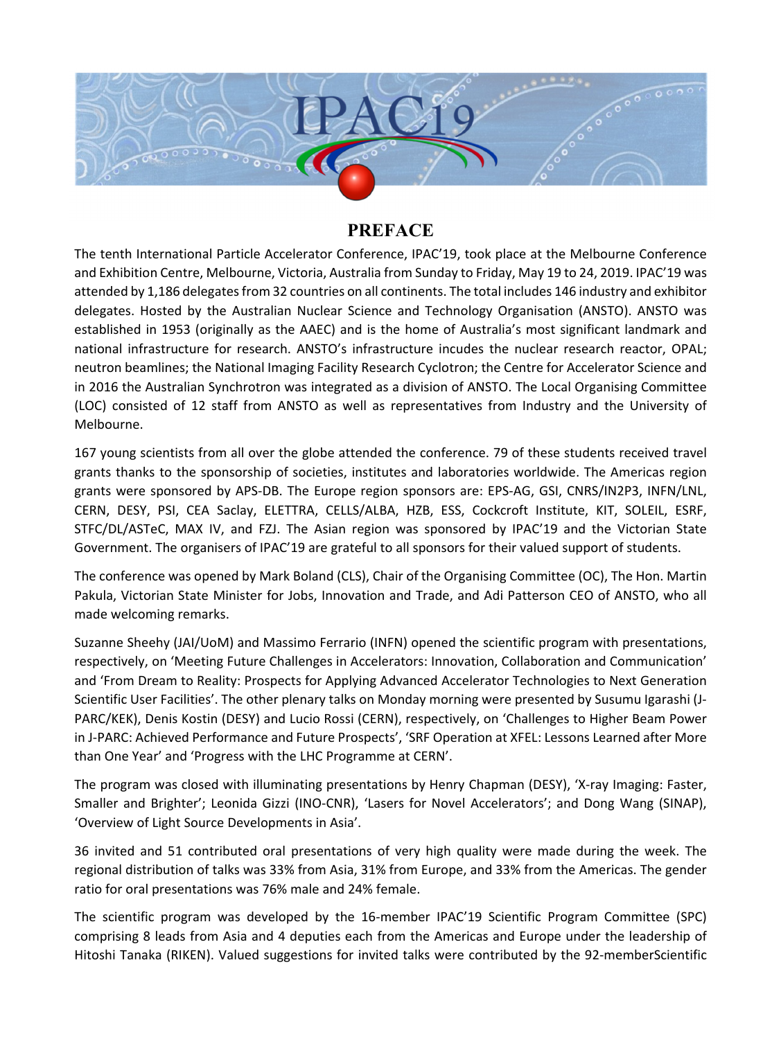# PREFACE

The tenth International Particle Accelerator Conference, IPAC'19, took place at the Melbourne Conference and Exhibition Centre, Melbourne, Victoria, Australia from Sunday to Friday, May 19 to 24, 2019. IPAC'19 was attended by 1,186 delegates from 32 countries on all continents. The total includes 146 industry and exhibitor delegates. Hosted by the Australian Nuclear Science and Technology Organisation (ANSTO). ANSTO was established in 1953 (originally as the AAEC) and is the home of Australia's most significant landmark and national infrastructure for research. ANSTO's infrastructure incudes the nuclear research reactor, OPAL; neutron beamlines; the National Imaging Facility Research Cyclotron; the Centre for Accelerator Science and in 2016 the Australian Synchrotron was integrated as a division of ANSTO. The Local Organising Committee (LOC) consisted of 12 staff from ANSTO as well as representatives from Industry and the University of Melbourne.

167 young scientists from all over the globe attended the conference. 79 of these students received travel grants thanks to the sponsorship of societies, institutes and laboratories worldwide. The Americas region grants were sponsored by APS-DB. The Europe region sponsors are: EPS-AG, GSI, CNRS/IN2P3, INFN/LNL, CERN, DESY, PSI, CEA Saclay, ELETTRA, CELLS/ALBA, HZB, ESS, Cockcroft Institute, KIT, SOLEIL, ESRF, STFC/DL/ASTeC, MAX IV, and FZJ. The Asian region was sponsored by IPAC'19 and the Victorian State Government. The organisers of IPAC'19 are grateful to all sponsors for their valued support of students.

The conference was opened by Mark Boland (CLS), Chair of the Organising Committee (OC), The Hon. Martin Pakula, Victorian State Minister for Jobs, Innovation and Trade, and Adi Patterson CEO of ANSTO, who all made welcoming remarks.

Suzanne Sheehy (JAI/UoM) and Massimo Ferrario (INFN) opened the scientific program with presentations, respectively, on 'Meeting Future Challenges in Accelerators: Innovation, Collaboration and Communication' and 'From Dream to Reality: Prospects for Applying Advanced Accelerator Technologies to Next Generation Scientific User Facilities'. The other plenary talks on Monday morning were presented by Susumu Igarashi (J-PARC/KEK), Denis Kostin (DESY) and Lucio Rossi (CERN), respectively, on 'Challenges to Higher Beam Power in J-PARC: Achieved Performance and Future Prospects', 'SRF Operation at XFEL: Lessons Learned after More than One Year' and 'Progress with the LHC Programme at CERN'.

The program was closed with illuminating presentations by Henry Chapman (DESY), 'X-ray Imaging: Faster, Smaller and Brighter'; Leonida Gizzi (INO-CNR), 'Lasers for Novel Accelerators'; and Dong Wang (SINAP), 'Overview of Light Source Developments in Asia'.

36 invited and 51 contributed oral presentations of very high quality were made during the week. The regional distribution of talks was 33% from Asia, 31% from Europe, and 33% from the Americas. The gender ratio for oral presentations was 76% male and 24% female.

The scientific program was developed by the 16-member IPAC'19 Scientific Program Committee (SPC) comprising 8 leads from Asia and 4 deputies each from the Americas and Europe under the leadership of Hitoshi Tanaka (RIKEN). Valued suggestions for invited talks were contributed by the 92-memberScientific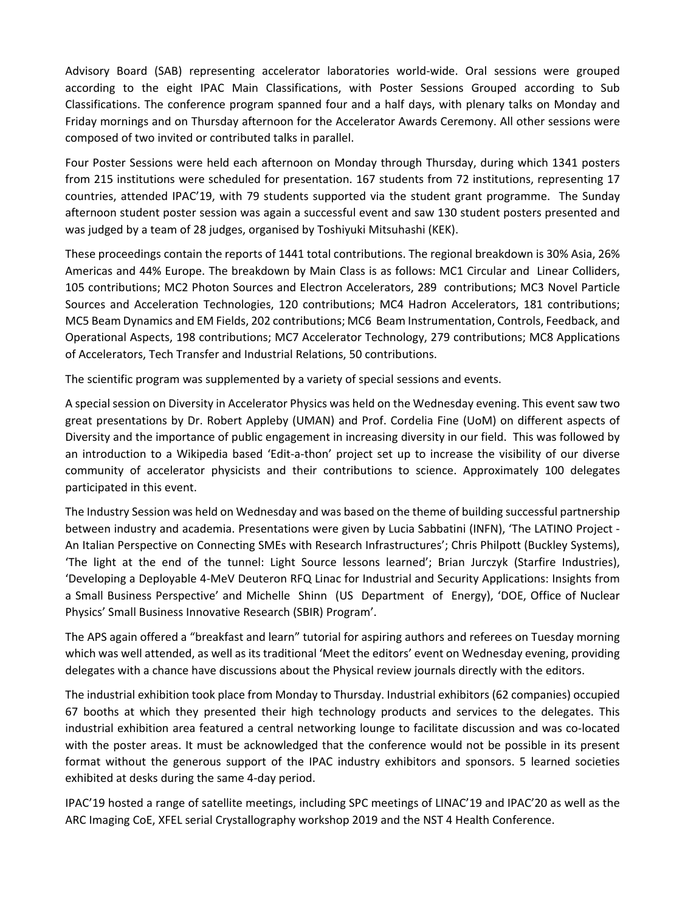Advisory Board (SAB) representing accelerator laboratories world-wide. Oral sessions were grouped according to the eight IPAC Main Classifications, with Poster Sessions Grouped according to Sub Classifications. The conference program spanned four and a half days, with plenary talks on Monday and Friday mornings and on Thursday afternoon for the Accelerator Awards Ceremony. All other sessions were composed of two invited or contributed talks in parallel.

Four Poster Sessions were held each afternoon on Monday through Thursday, during which 1341 posters from 215 institutions were scheduled for presentation. 167 students from 72 institutions, representing 17 countries, attended IPAC'19, with 79 students supported via the student grant programme. The Sunday afternoon student poster session was again a successful event and saw 130 student posters presented and was judged by a team of 28 judges, organised by Toshiyuki Mitsuhashi (KEK).

These proceedings contain the reports of 1441 total contributions. The regional breakdown is 30% Asia, 26% Americas and 44% Europe. The breakdown by Main Class is as follows: MC1 Circular and Linear Colliders, 105 contributions; MC2 Photon Sources and Electron Accelerators, 289 contributions; MC3 Novel Particle Sources and Acceleration Technologies, 120 contributions; MC4 Hadron Accelerators, 181 contributions; MC5 Beam Dynamics and EM Fields, 202 contributions; MC6 Beam Instrumentation, Controls, Feedback, and Operational Aspects, 198 contributions; MC7 Accelerator Technology, 279 contributions; MC8 Applications of Accelerators, Tech Transfer and Industrial Relations, 50 contributions.

The scientific program was supplemented by a variety of special sessions and events.

A special session on Diversity in Accelerator Physics was held on the Wednesday evening. This event saw two great presentations by Dr. Robert Appleby (UMAN) and Prof. Cordelia Fine (UoM) on different aspects of Diversity and the importance of public engagement in increasing diversity in our field. This was followed by an introduction to a Wikipedia based 'Edit-a-thon' project set up to increase the visibility of our diverse community of accelerator physicists and their contributions to science. Approximately 100 delegates participated in this event.

The Industry Session was held on Wednesday and was based on the theme of building successful partnership between industry and academia. Presentations were given by Lucia Sabbatini (INFN), 'The LATINO Project - An Italian Perspective on Connecting SMEs with Research Infrastructures'; Chris Philpott (Buckley Systems), 'The light at the end of the tunnel: Light Source lessons learned'; Brian Jurczyk (Starfire Industries), 'Developing a Deployable 4-MeV Deuteron RFQ Linac for Industrial and Security Applications: Insights from a Small Business Perspective' and Michelle Shinn (US Department of Energy), 'DOE, Office of Nuclear Physics' Small Business Innovative Research (SBIR) Program'.

The APS again offered a "breakfast and learn" tutorial for aspiring authors and referees on Tuesday morning which was well attended, as well as its traditional 'Meet the editors' event on Wednesday evening, providing delegates with a chance have discussions about the Physical review journals directly with the editors.

The industrial exhibition took place from Monday to Thursday. Industrial exhibitors (62 companies) occupied 67 booths at which they presented their high technology products and services to the delegates. This industrial exhibition area featured a central networking lounge to facilitate discussion and was co-located with the poster areas. It must be acknowledged that the conference would not be possible in its present format without the generous support of the IPAC industry exhibitors and sponsors. 5 learned societies exhibited at desks during the same 4-day period.

IPAC'19 hosted a range of satellite meetings, including SPC meetings of LINAC'19 and IPAC'20 as well as the ARC Imaging CoE, XFEL serial Crystallography workshop 2019 and the NST 4 Health Conference.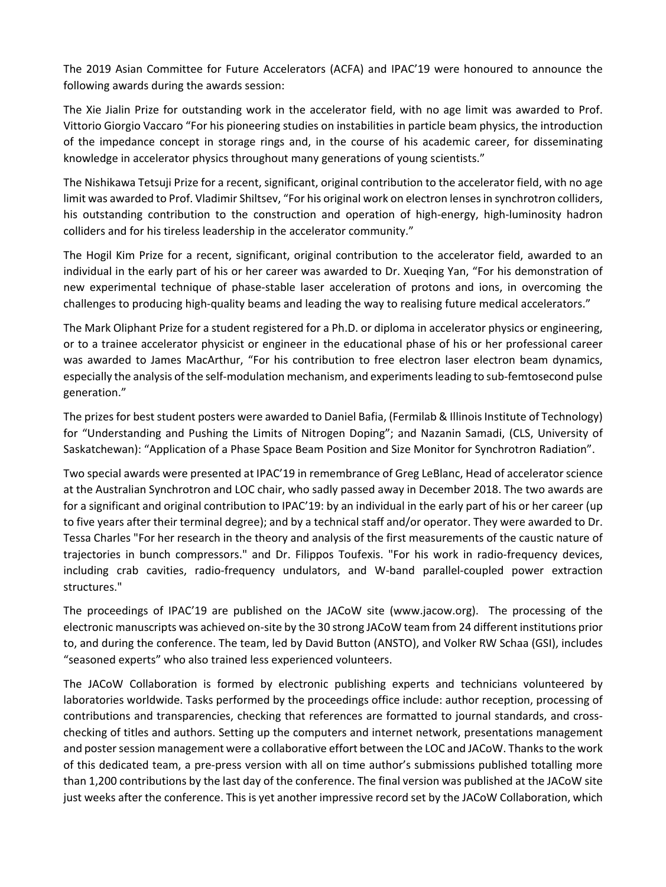The 2019 Asian Committee for Future Accelerators (ACFA) and IPAC'19 were honoured to announce the following awards during the awards session:

The Xie Jialin Prize for outstanding work in the accelerator field, with no age limit was awarded to Prof. Vittorio Giorgio Vaccaro "For his pioneering studies on instabilities in particle beam physics, the introduction of the impedance concept in storage rings and, in the course of his academic career, for disseminating knowledge in accelerator physics throughout many generations of young scientists."

The Nishikawa Tetsuji Prize for a recent, significant, original contribution to the accelerator field, with no age limit was awarded to Prof. Vladimir Shiltsev, "For his original work on electron lenses in synchrotron colliders, his outstanding contribution to the construction and operation of high-energy, high-luminosity hadron colliders and for his tireless leadership in the accelerator community."

The Hogil Kim Prize for a recent, significant, original contribution to the accelerator field, awarded to an individual in the early part of his or her career was awarded to Dr. Xueqing Yan, "For his demonstration of new experimental technique of phase-stable laser acceleration of protons and ions, in overcoming the challenges to producing high-quality beams and leading the way to realising future medical accelerators."

The Mark Oliphant Prize for a student registered for a Ph.D. or diploma in accelerator physics or engineering, or to a trainee accelerator physicist or engineer in the educational phase of his or her professional career was awarded to James MacArthur, "For his contribution to free electron laser electron beam dynamics, especially the analysis of the self-modulation mechanism, and experiments leading to sub-femtosecond pulse generation."

The prizes for best student posters were awarded to Daniel Bafia, (Fermilab & Illinois Institute of Technology) for "Understanding and Pushing the Limits of Nitrogen Doping"; and Nazanin Samadi, (CLS, University of Saskatchewan): "Application of a Phase Space Beam Position and Size Monitor for Synchrotron Radiation".

Two special awards were presented at IPAC'19 in remembrance of Greg LeBlanc, Head of accelerator science at the Australian Synchrotron and LOC chair, who sadly passed away in December 2018. The two awards are for a significant and original contribution to IPAC'19: by an individual in the early part of his or her career (up to five years after their terminal degree); and by a technical staff and/or operator. They were awarded to Dr. Tessa Charles "For her research in the theory and analysis of the first measurements of the caustic nature of trajectories in bunch compressors." and Dr. Filippos Toufexis. "For his work in radio-frequency devices, including crab cavities, radio-frequency undulators, and W-band parallel-coupled power extraction structures."

The proceedings of IPAC'19 are published on the JACoW site (www.jacow.org). The processing of the electronic manuscripts was achieved on-site by the 30 strong JACoW team from 24 different institutions prior to, and during the conference. The team, led by David Button (ANSTO), and Volker RW Schaa (GSI), includes "seasoned experts" who also trained less experienced volunteers.

The JACoW Collaboration is formed by electronic publishing experts and technicians volunteered by laboratories worldwide. Tasks performed by the proceedings office include: author reception, processing of contributions and transparencies, checking that references are formatted to journal standards, and cross-checking of titles and authors. Setting up the computers and internet network, presentations management and poster session management were a collaborative effort between the LOC and JACoW. Thanks to the work of this dedicated team, a pre-press version with all on time author's submissions published totalling more than 1,200 contributions by the last day of the conference. The final version was published at the JACoW site just weeks after the conference. This is yet another impressive record set by the JACoW Collaboration, which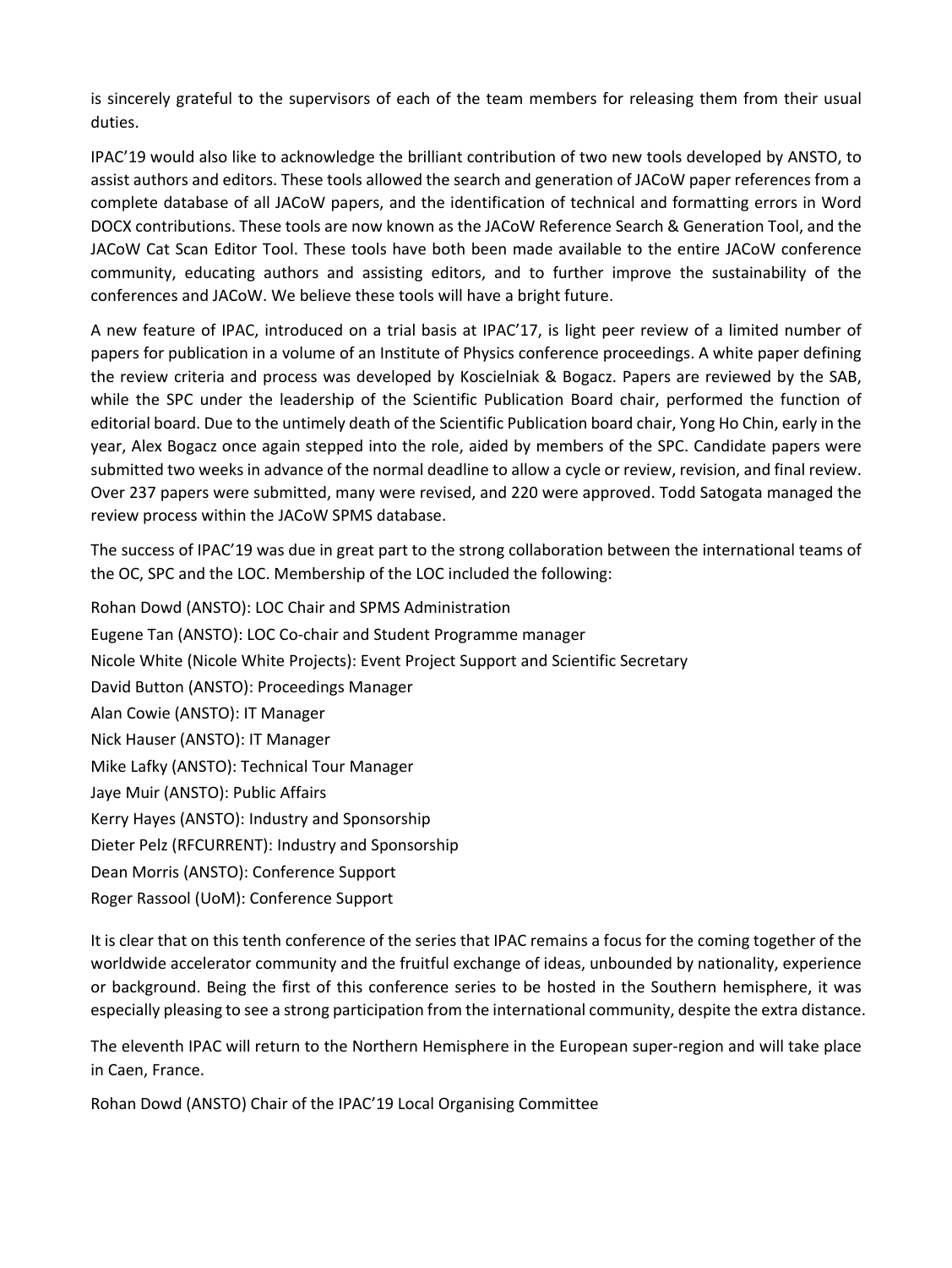is sincerely grateful to the supervisors of each of the team members for releasing them from their usual duties.

IPAC'19 would also like to acknowledge the brilliant contribution of two new tools developed by ANSTO, to assist authors and editors. These tools allowed the search and generation of JACoW paper references from a complete database of all JACoW papers, and the identification of technical and formatting errors in Word DOCX contributions. These tools are now known as the JACoW Reference Search & Generation Tool, and the JACoW Cat Scan Editor Tool. These tools have both been made available to the entire JACoW conference community, educating authors and assisting editors, and to further improve the sustainability of the conferences and JACoW. We believe these tools will have a bright future.

A new feature of IPAC, introduced on a trial basis at IPAC'17, is light peer review of a limited number of papers for publication in a volume of an Institute of Physics conference proceedings. A white paper defining the review criteria and process was developed by Koscielniak & Bogacz. Papers are reviewed by the SAB, while the SPC under the leadership of the Scientific Publication Board chair, performed the function of editorial board. Due to the untimely death of the Scientific Publication board chair, Yong Ho Chin, early in the year, Alex Bogacz once again stepped into the role, aided by members of the SPC. Candidate papers were submitted two weeks in advance of the normal deadline to allow a cycle or review, revision, and final review. Over 237 papers were submitted, many were revised, and 220 were approved. Todd Satogata managed the review process within the JACoW SPMS database.

The success of IPAC'19 was due in great part to the strong collaboration between the international teams of the OC, SPC and the LOC. Membership of the LOC included the following:

Rohan Dowd (ANSTO): LOC Chair and SPMS Administration
Eugene Tan (ANSTO): LOC Co-chair and Student Programme manager
Nicole White (Nicole White Projects): Event Project Support and Scientific Secretary
David Button (ANSTO): Proceedings Manager
Alan Cowie (ANSTO): IT Manager
Nick Hauser (ANSTO): IT Manager
Mike Lafky (ANSTO): Technical Tour Manager
Jaye Muir (ANSTO): Public Affairs
Kerry Hayes (ANSTO): Industry and Sponsorship
Dieter Pelz (RFCURRENT): Industry and Sponsorship
Dean Morris (ANSTO): Conference Support
Roger Rassool (UoM): Conference Support

It is clear that on this tenth conference of the series that IPAC remains a focus for the coming together of the worldwide accelerator community and the fruitful exchange of ideas, unbounded by nationality, experience or background. Being the first of this conference series to be hosted in the Southern hemisphere, it was especially pleasing to see a strong participation from the international community, despite the extra distance.

The eleventh IPAC will return to the Northern Hemisphere in the European super-region and will take place in Caen, France.

Rohan Dowd (ANSTO) Chair of the IPAC'19 Local Organising Committee